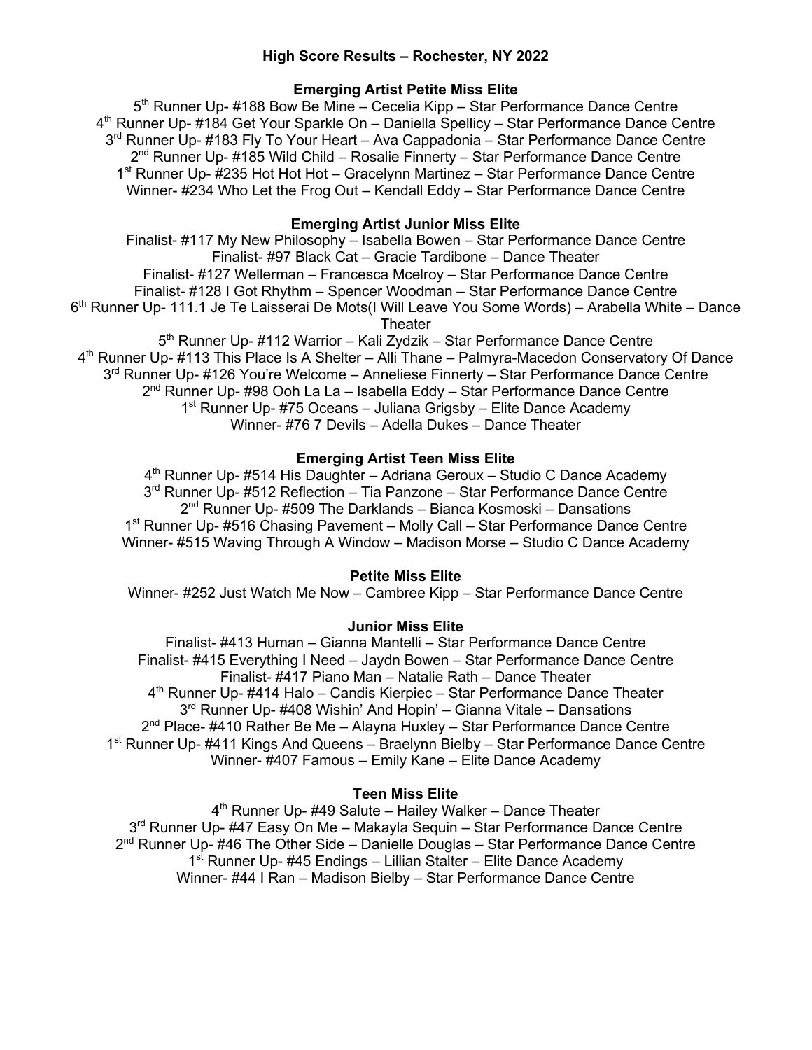# High Score Results – Rochester, NY 2022

## Emerging Artist Petite Miss Elite

5th Runner Up- #188 Bow Be Mine – Cecelia Kipp – Star Performance Dance Centre
4th Runner Up- #184 Get Your Sparkle On – Daniella Spellicy – Star Performance Dance Centre
3rd Runner Up- #183 Fly To Your Heart – Ava Cappadonia – Star Performance Dance Centre
2nd Runner Up- #185 Wild Child – Rosalie Finnerty – Star Performance Dance Centre
1st Runner Up- #235 Hot Hot Hot – Gracelynn Martinez – Star Performance Dance Centre
Winner- #234 Who Let the Frog Out – Kendall Eddy – Star Performance Dance Centre

## Emerging Artist Junior Miss Elite

Finalist- #117 My New Philosophy – Isabella Bowen – Star Performance Dance Centre
Finalist- #97 Black Cat – Gracie Tardibone – Dance Theater
Finalist- #127 Wellerman – Francesca Mcelroy – Star Performance Dance Centre
Finalist- #128 I Got Rhythm – Spencer Woodman – Star Performance Dance Centre
6th Runner Up- 111.1 Je Te Laisserai De Mots(I Will Leave You Some Words) – Arabella White – Dance Theater
5th Runner Up- #112 Warrior – Kali Zydzik – Star Performance Dance Centre
4th Runner Up- #113 This Place Is A Shelter – Alli Thane – Palmyra-Macedon Conservatory Of Dance
3rd Runner Up- #126 You're Welcome – Anneliese Finnerty – Star Performance Dance Centre
2nd Runner Up- #98 Ooh La La – Isabella Eddy – Star Performance Dance Centre
1st Runner Up- #75 Oceans – Juliana Grigsby – Elite Dance Academy
Winner- #76 7 Devils – Adella Dukes – Dance Theater

## Emerging Artist Teen Miss Elite

4th Runner Up- #514 His Daughter – Adriana Geroux – Studio C Dance Academy
3rd Runner Up- #512 Reflection – Tia Panzone – Star Performance Dance Centre
2nd Runner Up- #509 The Darklands – Bianca Kosmoski – Dansations
1st Runner Up- #516 Chasing Pavement – Molly Call – Star Performance Dance Centre
Winner- #515 Waving Through A Window – Madison Morse – Studio C Dance Academy

## Petite Miss Elite

Winner- #252 Just Watch Me Now – Cambree Kipp – Star Performance Dance Centre

## Junior Miss Elite

Finalist- #413 Human – Gianna Mantelli – Star Performance Dance Centre
Finalist- #415 Everything I Need – Jaydn Bowen – Star Performance Dance Centre
Finalist- #417 Piano Man – Natalie Rath – Dance Theater
4th Runner Up- #414 Halo – Candis Kierpiec – Star Performance Dance Theater
3rd Runner Up- #408 Wishin' And Hopin' – Gianna Vitale – Dansations
2nd Place- #410 Rather Be Me – Alayna Huxley – Star Performance Dance Centre
1st Runner Up- #411 Kings And Queens – Braelynn Bielby – Star Performance Dance Centre
Winner- #407 Famous – Emily Kane – Elite Dance Academy

## Teen Miss Elite

4th Runner Up- #49 Salute – Hailey Walker – Dance Theater
3rd Runner Up- #47 Easy On Me – Makayla Sequin – Star Performance Dance Centre
2nd Runner Up- #46 The Other Side – Danielle Douglas – Star Performance Dance Centre
1st Runner Up- #45 Endings – Lillian Stalter – Elite Dance Academy
Winner- #44 I Ran – Madison Bielby – Star Performance Dance Centre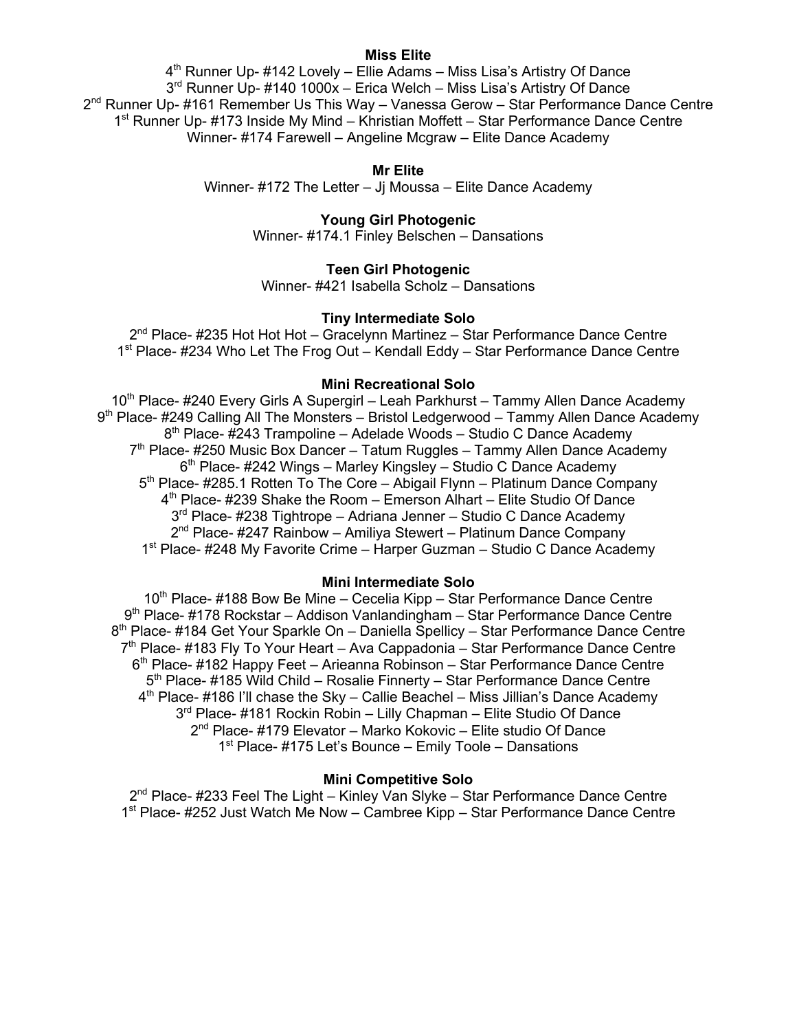**Miss Elite**

4th Runner Up- #142 Lovely – Ellie Adams – Miss Lisa's Artistry Of Dance
3rd Runner Up- #140 1000x – Erica Welch – Miss Lisa's Artistry Of Dance
2nd Runner Up- #161 Remember Us This Way – Vanessa Gerow – Star Performance Dance Centre
1st Runner Up- #173 Inside My Mind – Khristian Moffett – Star Performance Dance Centre
Winner- #174 Farewell – Angeline Mcgraw – Elite Dance Academy

**Mr Elite**

Winner- #172 The Letter – Jj Moussa – Elite Dance Academy

**Young Girl Photogenic**

Winner- #174.1 Finley Belschen – Dansations

**Teen Girl Photogenic**

Winner- #421 Isabella Scholz – Dansations

**Tiny Intermediate Solo**

2nd Place- #235 Hot Hot Hot – Gracelynn Martinez – Star Performance Dance Centre
1st Place- #234 Who Let The Frog Out – Kendall Eddy – Star Performance Dance Centre

**Mini Recreational Solo**

10th Place- #240 Every Girls A Supergirl – Leah Parkhurst – Tammy Allen Dance Academy
9th Place- #249 Calling All The Monsters – Bristol Ledgerwood – Tammy Allen Dance Academy
8th Place- #243 Trampoline – Adelade Woods – Studio C Dance Academy
7th Place- #250 Music Box Dancer – Tatum Ruggles – Tammy Allen Dance Academy
6th Place- #242 Wings – Marley Kingsley – Studio C Dance Academy
5th Place- #285.1 Rotten To The Core – Abigail Flynn – Platinum Dance Company
4th Place- #239 Shake the Room – Emerson Alhart – Elite Studio Of Dance
3rd Place- #238 Tightrope – Adriana Jenner – Studio C Dance Academy
2nd Place- #247 Rainbow – Amiliya Stewert – Platinum Dance Company
1st Place- #248 My Favorite Crime – Harper Guzman – Studio C Dance Academy

**Mini Intermediate Solo**

10th Place- #188 Bow Be Mine – Cecelia Kipp – Star Performance Dance Centre
9th Place- #178 Rockstar – Addison Vanlandingham – Star Performance Dance Centre
8th Place- #184 Get Your Sparkle On – Daniella Spellicy – Star Performance Dance Centre
7th Place- #183 Fly To Your Heart – Ava Cappadonia – Star Performance Dance Centre
6th Place- #182 Happy Feet – Arieanna Robinson – Star Performance Dance Centre
5th Place- #185 Wild Child – Rosalie Finnerty – Star Performance Dance Centre
4th Place- #186 I'll chase the Sky – Callie Beachel – Miss Jillian's Dance Academy
3rd Place- #181 Rockin Robin – Lilly Chapman – Elite Studio Of Dance
2nd Place- #179 Elevator – Marko Kokovic – Elite studio Of Dance
1st Place- #175 Let's Bounce – Emily Toole – Dansations

**Mini Competitive Solo**

2nd Place- #233 Feel The Light – Kinley Van Slyke – Star Performance Dance Centre
1st Place- #252 Just Watch Me Now – Cambree Kipp – Star Performance Dance Centre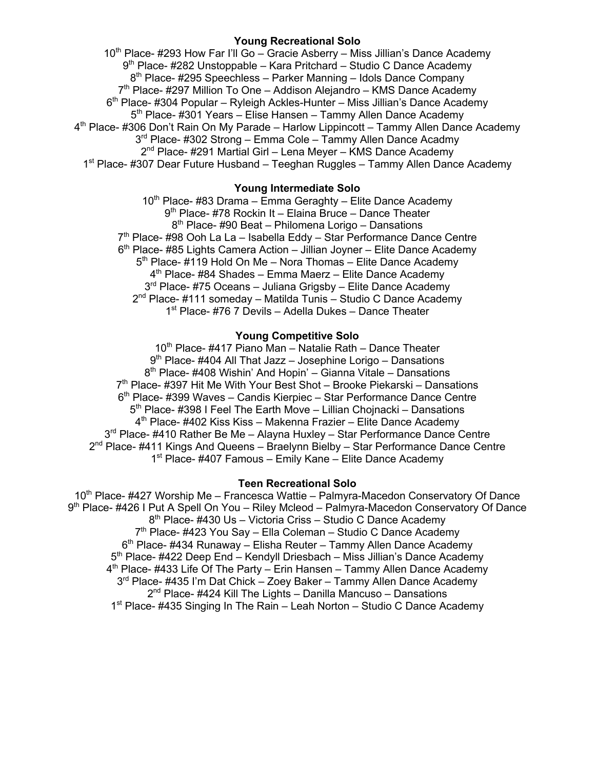**Young Recreational Solo**

10th Place- #293 How Far I'll Go – Gracie Asberry – Miss Jillian's Dance Academy
9th Place- #282 Unstoppable – Kara Pritchard – Studio C Dance Academy
8th Place- #295 Speechless – Parker Manning – Idols Dance Company
7th Place- #297 Million To One – Addison Alejandro – KMS Dance Academy
6th Place- #304 Popular – Ryleigh Ackles-Hunter – Miss Jillian's Dance Academy
5th Place- #301 Years – Elise Hansen – Tammy Allen Dance Academy
4th Place- #306 Don't Rain On My Parade – Harlow Lippincott – Tammy Allen Dance Academy
3rd Place- #302 Strong – Emma Cole – Tammy Allen Dance Acadmy
2nd Place- #291 Martial Girl – Lena Meyer – KMS Dance Academy
1st Place- #307 Dear Future Husband – Teeghan Ruggles – Tammy Allen Dance Academy

**Young Intermediate Solo**

10th Place- #83 Drama – Emma Geraghty – Elite Dance Academy
9th Place- #78 Rockin It – Elaina Bruce – Dance Theater
8th Place- #90 Beat – Philomena Lorigo – Dansations
7th Place- #98 Ooh La La – Isabella Eddy – Star Performance Dance Centre
6th Place- #85 Lights Camera Action – Jillian Joyner – Elite Dance Academy
5th Place- #119 Hold On Me – Nora Thomas – Elite Dance Academy
4th Place- #84 Shades – Emma Maerz – Elite Dance Academy
3rd Place- #75 Oceans – Juliana Grigsby – Elite Dance Academy
2nd Place- #111 someday – Matilda Tunis – Studio C Dance Academy
1st Place- #76 7 Devils – Adella Dukes – Dance Theater

**Young Competitive Solo**

10th Place- #417 Piano Man – Natalie Rath – Dance Theater
9th Place- #404 All That Jazz – Josephine Lorigo – Dansations
8th Place- #408 Wishin' And Hopin' – Gianna Vitale – Dansations
7th Place- #397 Hit Me With Your Best Shot – Brooke Piekarski – Dansations
6th Place- #399 Waves – Candis Kierpiec – Star Performance Dance Centre
5th Place- #398 I Feel The Earth Move – Lillian Chojnacki – Dansations
4th Place- #402 Kiss Kiss – Makenna Frazier – Elite Dance Academy
3rd Place- #410 Rather Be Me – Alayna Huxley – Star Performance Dance Centre
2nd Place- #411 Kings And Queens – Braelynn Bielby – Star Performance Dance Centre
1st Place- #407 Famous – Emily Kane – Elite Dance Academy

**Teen Recreational Solo**

10th Place- #427 Worship Me – Francesca Wattie – Palmyra-Macedon Conservatory Of Dance
9th Place- #426 I Put A Spell On You – Riley Mcleod – Palmyra-Macedon Conservatory Of Dance
8th Place- #430 Us – Victoria Criss – Studio C Dance Academy
7th Place- #423 You Say – Ella Coleman – Studio C Dance Academy
6th Place- #434 Runaway – Elisha Reuter – Tammy Allen Dance Academy
5th Place- #422 Deep End – Kendyll Driesbach – Miss Jillian's Dance Academy
4th Place- #433 Life Of The Party – Erin Hansen – Tammy Allen Dance Academy
3rd Place- #435 I'm Dat Chick – Zoey Baker – Tammy Allen Dance Academy
2nd Place- #424 Kill The Lights – Danilla Mancuso – Dansations
1st Place- #435 Singing In The Rain – Leah Norton – Studio C Dance Academy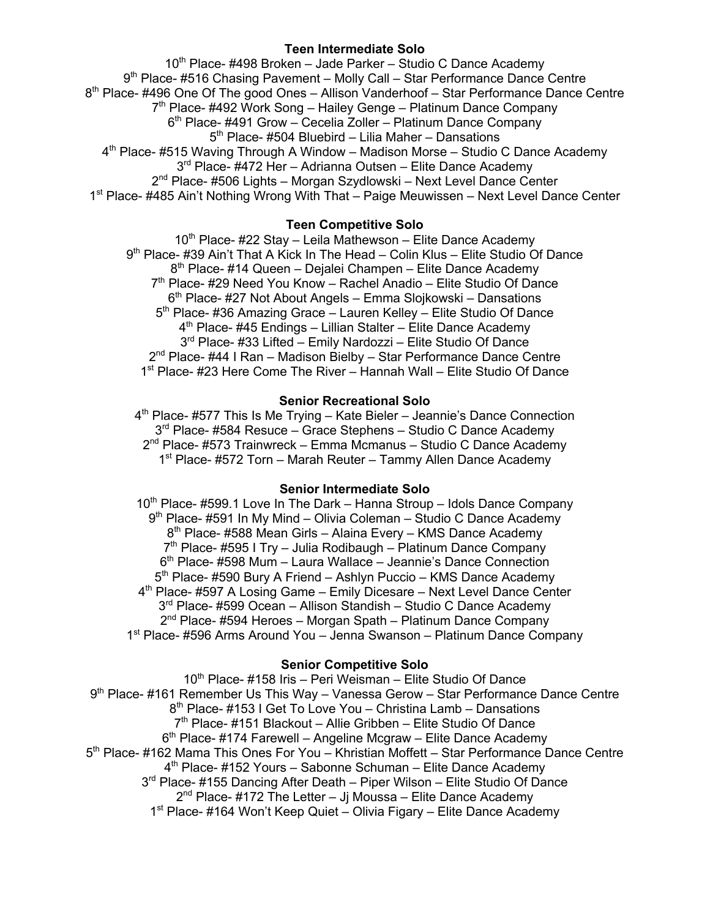**Teen Intermediate Solo**

10th Place- #498 Broken – Jade Parker – Studio C Dance Academy
9th Place- #516 Chasing Pavement – Molly Call – Star Performance Dance Centre
8th Place- #496 One Of The good Ones – Allison Vanderhoof – Star Performance Dance Centre
7th Place- #492 Work Song – Hailey Genge – Platinum Dance Company
6th Place- #491 Grow – Cecelia Zoller – Platinum Dance Company
5th Place- #504 Bluebird – Lilia Maher – Dansations
4th Place- #515 Waving Through A Window – Madison Morse – Studio C Dance Academy
3rd Place- #472 Her – Adrianna Outsen – Elite Dance Academy
2nd Place- #506 Lights – Morgan Szydlowski – Next Level Dance Center
1st Place- #485 Ain't Nothing Wrong With That – Paige Meuwissen – Next Level Dance Center

**Teen Competitive Solo**

10th Place- #22 Stay – Leila Mathewson – Elite Dance Academy
9th Place- #39 Ain't That A Kick In The Head – Colin Klus – Elite Studio Of Dance
8th Place- #14 Queen – Dejalei Champen – Elite Dance Academy
7th Place- #29 Need You Know – Rachel Anadio – Elite Studio Of Dance
6th Place- #27 Not About Angels – Emma Slojkowski – Dansations
5th Place- #36 Amazing Grace – Lauren Kelley – Elite Studio Of Dance
4th Place- #45 Endings – Lillian Stalter – Elite Dance Academy
3rd Place- #33 Lifted – Emily Nardozzi – Elite Studio Of Dance
2nd Place- #44 I Ran – Madison Bielby – Star Performance Dance Centre
1st Place- #23 Here Come The River – Hannah Wall – Elite Studio Of Dance

**Senior Recreational Solo**

4th Place- #577 This Is Me Trying – Kate Bieler – Jeannie's Dance Connection
3rd Place- #584 Resuce – Grace Stephens – Studio C Dance Academy
2nd Place- #573 Trainwreck – Emma Mcmanus – Studio C Dance Academy
1st Place- #572 Torn – Marah Reuter – Tammy Allen Dance Academy

**Senior Intermediate Solo**

10th Place- #599.1 Love In The Dark – Hanna Stroup – Idols Dance Company
9th Place- #591 In My Mind – Olivia Coleman – Studio C Dance Academy
8th Place- #588 Mean Girls – Alaina Every – KMS Dance Academy
7th Place- #595 I Try – Julia Rodibaugh – Platinum Dance Company
6th Place- #598 Mum – Laura Wallace – Jeannie's Dance Connection
5th Place- #590 Bury A Friend – Ashlyn Puccio – KMS Dance Academy
4th Place- #597 A Losing Game – Emily Dicesare – Next Level Dance Center
3rd Place- #599 Ocean – Allison Standish – Studio C Dance Academy
2nd Place- #594 Heroes – Morgan Spath – Platinum Dance Company
1st Place- #596 Arms Around You – Jenna Swanson – Platinum Dance Company

**Senior Competitive Solo**

10th Place- #158 Iris – Peri Weisman – Elite Studio Of Dance
9th Place- #161 Remember Us This Way – Vanessa Gerow – Star Performance Dance Centre
8th Place- #153 I Get To Love You – Christina Lamb – Dansations
7th Place- #151 Blackout – Allie Gribben – Elite Studio Of Dance
6th Place- #174 Farewell – Angeline Mcgraw – Elite Dance Academy
5th Place- #162 Mama This Ones For You – Khristian Moffett – Star Performance Dance Centre
4th Place- #152 Yours – Sabonne Schuman – Elite Dance Academy
3rd Place- #155 Dancing After Death – Piper Wilson – Elite Studio Of Dance
2nd Place- #172 The Letter – Jj Moussa – Elite Dance Academy
1st Place- #164 Won't Keep Quiet – Olivia Figary – Elite Dance Academy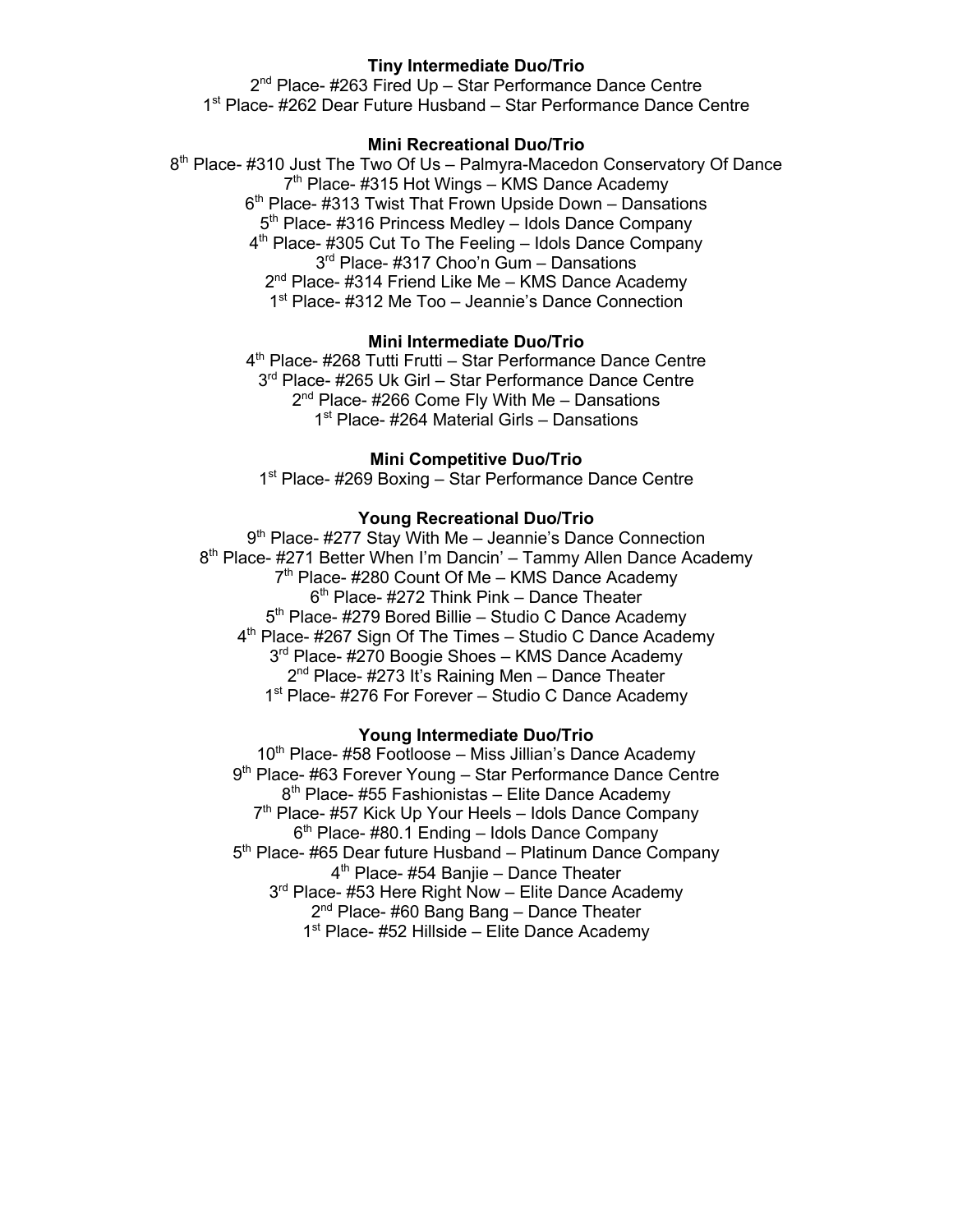**Tiny Intermediate Duo/Trio**

2nd Place- #263 Fired Up – Star Performance Dance Centre
1st Place- #262 Dear Future Husband – Star Performance Dance Centre

**Mini Recreational Duo/Trio**

8th Place- #310 Just The Two Of Us – Palmyra-Macedon Conservatory Of Dance
7th Place- #315 Hot Wings – KMS Dance Academy
6th Place- #313 Twist That Frown Upside Down – Dansations
5th Place- #316 Princess Medley – Idols Dance Company
4th Place- #305 Cut To The Feeling – Idols Dance Company
3rd Place- #317 Choo'n Gum – Dansations
2nd Place- #314 Friend Like Me – KMS Dance Academy
1st Place- #312 Me Too – Jeannie's Dance Connection

**Mini Intermediate Duo/Trio**

4th Place- #268 Tutti Frutti – Star Performance Dance Centre
3rd Place- #265 Uk Girl – Star Performance Dance Centre
2nd Place- #266 Come Fly With Me – Dansations
1st Place- #264 Material Girls – Dansations

**Mini Competitive Duo/Trio**

1st Place- #269 Boxing – Star Performance Dance Centre

**Young Recreational Duo/Trio**

9th Place- #277 Stay With Me – Jeannie's Dance Connection
8th Place- #271 Better When I'm Dancin' – Tammy Allen Dance Academy
7th Place- #280 Count Of Me – KMS Dance Academy
6th Place- #272 Think Pink – Dance Theater
5th Place- #279 Bored Billie – Studio C Dance Academy
4th Place- #267 Sign Of The Times – Studio C Dance Academy
3rd Place- #270 Boogie Shoes – KMS Dance Academy
2nd Place- #273 It's Raining Men – Dance Theater
1st Place- #276 For Forever – Studio C Dance Academy

**Young Intermediate Duo/Trio**

10th Place- #58 Footloose – Miss Jillian's Dance Academy
9th Place- #63 Forever Young – Star Performance Dance Centre
8th Place- #55 Fashionistas – Elite Dance Academy
7th Place- #57 Kick Up Your Heels – Idols Dance Company
6th Place- #80.1 Ending – Idols Dance Company
5th Place- #65 Dear future Husband – Platinum Dance Company
4th Place- #54 Banjie – Dance Theater
3rd Place- #53 Here Right Now – Elite Dance Academy
2nd Place- #60 Bang Bang – Dance Theater
1st Place- #52 Hillside – Elite Dance Academy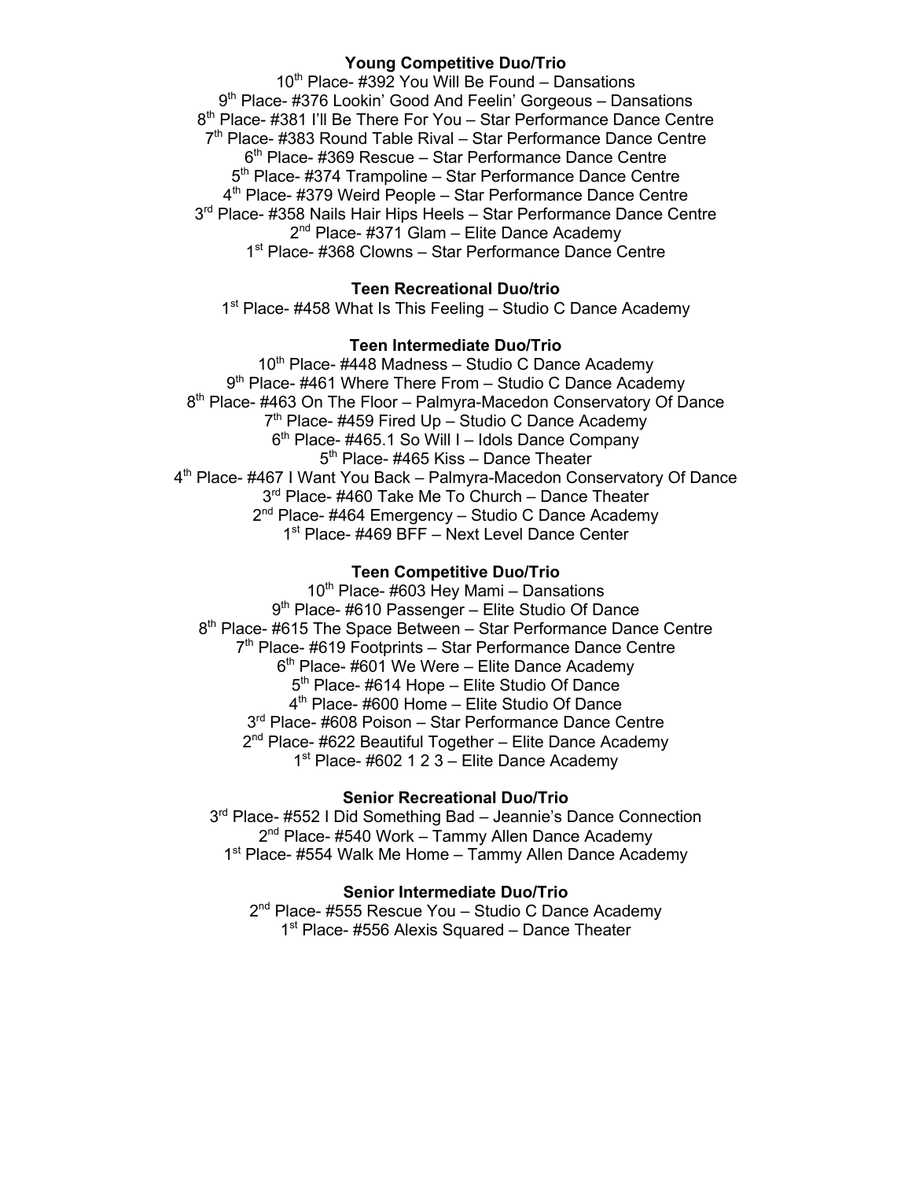**Young Competitive Duo/Trio**

10th Place- #392 You Will Be Found – Dansations
9th Place- #376 Lookin' Good And Feelin' Gorgeous – Dansations
8th Place- #381 I'll Be There For You – Star Performance Dance Centre
7th Place- #383 Round Table Rival – Star Performance Dance Centre
6th Place- #369 Rescue – Star Performance Dance Centre
5th Place- #374 Trampoline – Star Performance Dance Centre
4th Place- #379 Weird People – Star Performance Dance Centre
3rd Place- #358 Nails Hair Hips Heels – Star Performance Dance Centre
2nd Place- #371 Glam – Elite Dance Academy
1st Place- #368 Clowns – Star Performance Dance Centre

**Teen Recreational Duo/trio**

1st Place- #458 What Is This Feeling – Studio C Dance Academy

**Teen Intermediate Duo/Trio**

10th Place- #448 Madness – Studio C Dance Academy
9th Place- #461 Where There From – Studio C Dance Academy
8th Place- #463 On The Floor – Palmyra-Macedon Conservatory Of Dance
7th Place- #459 Fired Up – Studio C Dance Academy
6th Place- #465.1 So Will I – Idols Dance Company
5th Place- #465 Kiss – Dance Theater
4th Place- #467 I Want You Back – Palmyra-Macedon Conservatory Of Dance
3rd Place- #460 Take Me To Church – Dance Theater
2nd Place- #464 Emergency – Studio C Dance Academy
1st Place- #469 BFF – Next Level Dance Center

**Teen Competitive Duo/Trio**

10th Place- #603 Hey Mami – Dansations
9th Place- #610 Passenger – Elite Studio Of Dance
8th Place- #615 The Space Between – Star Performance Dance Centre
7th Place- #619 Footprints – Star Performance Dance Centre
6th Place- #601 We Were – Elite Dance Academy
5th Place- #614 Hope – Elite Studio Of Dance
4th Place- #600 Home – Elite Studio Of Dance
3rd Place- #608 Poison – Star Performance Dance Centre
2nd Place- #622 Beautiful Together – Elite Dance Academy
1st Place- #602 1 2 3 – Elite Dance Academy

**Senior Recreational Duo/Trio**

3rd Place- #552 I Did Something Bad – Jeannie's Dance Connection
2nd Place- #540 Work – Tammy Allen Dance Academy
1st Place- #554 Walk Me Home – Tammy Allen Dance Academy

**Senior Intermediate Duo/Trio**

2nd Place- #555 Rescue You – Studio C Dance Academy
1st Place- #556 Alexis Squared – Dance Theater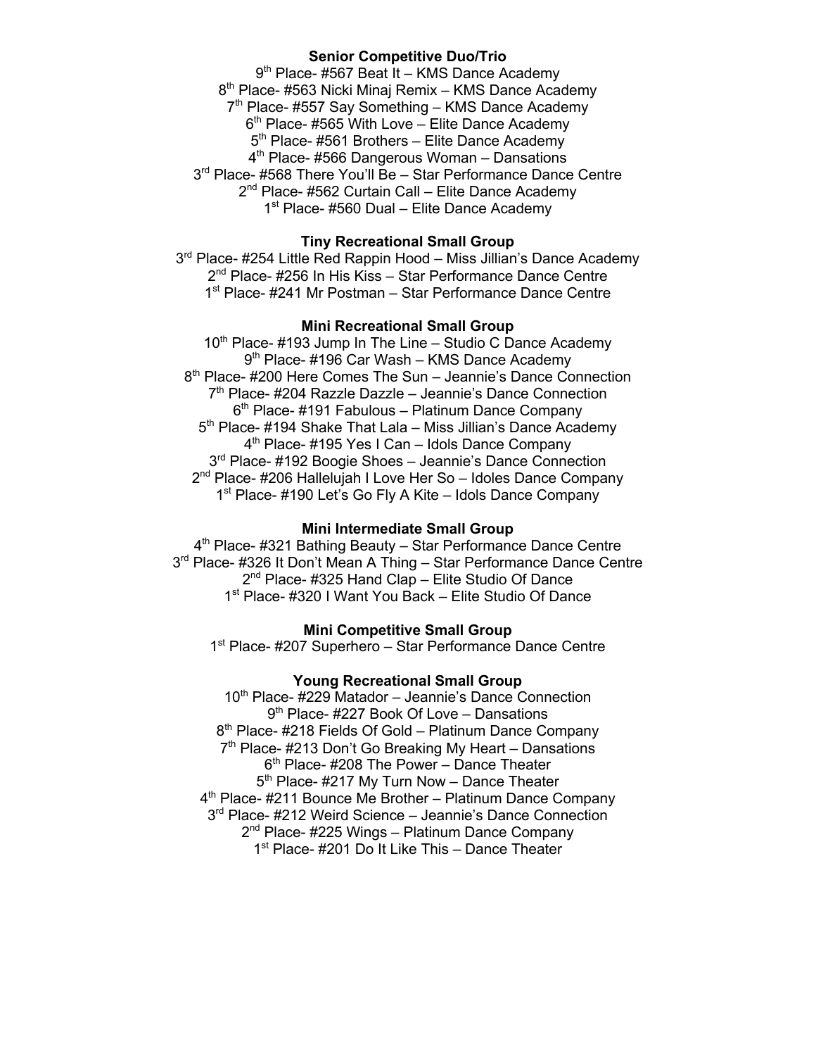**Senior Competitive Duo/Trio**

9th Place- #567 Beat It – KMS Dance Academy
8th Place- #563 Nicki Minaj Remix – KMS Dance Academy
7th Place- #557 Say Something – KMS Dance Academy
6th Place- #565 With Love – Elite Dance Academy
5th Place- #561 Brothers – Elite Dance Academy
4th Place- #566 Dangerous Woman – Dansations
3rd Place- #568 There You'll Be – Star Performance Dance Centre
2nd Place- #562 Curtain Call – Elite Dance Academy
1st Place- #560 Dual – Elite Dance Academy

**Tiny Recreational Small Group**

3rd Place- #254 Little Red Rappin Hood – Miss Jillian's Dance Academy
2nd Place- #256 In His Kiss – Star Performance Dance Centre
1st Place- #241 Mr Postman – Star Performance Dance Centre

**Mini Recreational Small Group**

10th Place- #193 Jump In The Line – Studio C Dance Academy
9th Place- #196 Car Wash – KMS Dance Academy
8th Place- #200 Here Comes The Sun – Jeannie's Dance Connection
7th Place- #204 Razzle Dazzle – Jeannie's Dance Connection
6th Place- #191 Fabulous – Platinum Dance Company
5th Place- #194 Shake That Lala – Miss Jillian's Dance Academy
4th Place- #195 Yes I Can – Idols Dance Company
3rd Place- #192 Boogie Shoes – Jeannie's Dance Connection
2nd Place- #206 Hallelujah I Love Her So – Idoles Dance Company
1st Place- #190 Let's Go Fly A Kite – Idols Dance Company

**Mini Intermediate Small Group**

4th Place- #321 Bathing Beauty – Star Performance Dance Centre
3rd Place- #326 It Don't Mean A Thing – Star Performance Dance Centre
2nd Place- #325 Hand Clap – Elite Studio Of Dance
1st Place- #320 I Want You Back – Elite Studio Of Dance

**Mini Competitive Small Group**

1st Place- #207 Superhero – Star Performance Dance Centre

**Young Recreational Small Group**

10th Place- #229 Matador – Jeannie's Dance Connection
9th Place- #227 Book Of Love – Dansations
8th Place- #218 Fields Of Gold – Platinum Dance Company
7th Place- #213 Don't Go Breaking My Heart – Dansations
6th Place- #208 The Power – Dance Theater
5th Place- #217 My Turn Now – Dance Theater
4th Place- #211 Bounce Me Brother – Platinum Dance Company
3rd Place- #212 Weird Science – Jeannie's Dance Connection
2nd Place- #225 Wings – Platinum Dance Company
1st Place- #201 Do It Like This – Dance Theater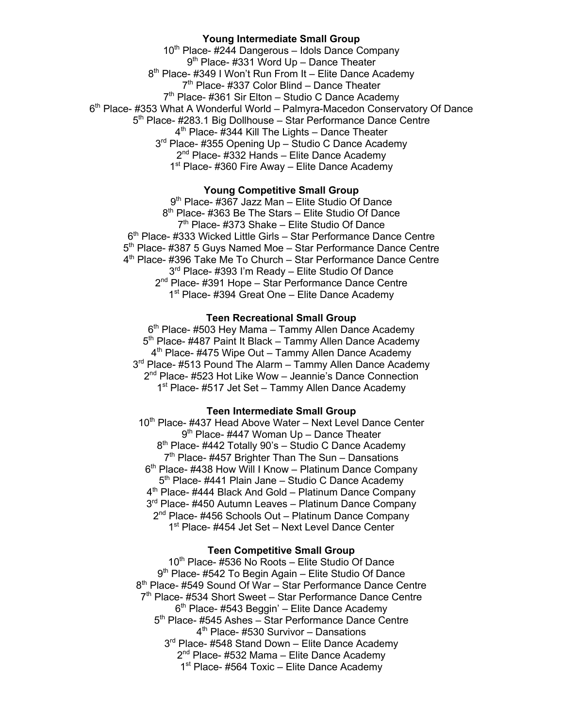**Young Intermediate Small Group**

10th Place- #244 Dangerous – Idols Dance Company
9th Place- #331 Word Up – Dance Theater
8th Place- #349 I Won't Run From It – Elite Dance Academy
7th Place- #337 Color Blind – Dance Theater
7th Place- #361 Sir Elton – Studio C Dance Academy
6th Place- #353 What A Wonderful World – Palmyra-Macedon Conservatory Of Dance
5th Place- #283.1 Big Dollhouse – Star Performance Dance Centre
4th Place- #344 Kill The Lights – Dance Theater
3rd Place- #355 Opening Up – Studio C Dance Academy
2nd Place- #332 Hands – Elite Dance Academy
1st Place- #360 Fire Away – Elite Dance Academy

**Young Competitive Small Group**

9th Place- #367 Jazz Man – Elite Studio Of Dance
8th Place- #363 Be The Stars – Elite Studio Of Dance
7th Place- #373 Shake – Elite Studio Of Dance
6th Place- #333 Wicked Little Girls – Star Performance Dance Centre
5th Place- #387 5 Guys Named Moe – Star Performance Dance Centre
4th Place- #396 Take Me To Church – Star Performance Dance Centre
3rd Place- #393 I'm Ready – Elite Studio Of Dance
2nd Place- #391 Hope – Star Performance Dance Centre
1st Place- #394 Great One – Elite Dance Academy

**Teen Recreational Small Group**

6th Place- #503 Hey Mama – Tammy Allen Dance Academy
5th Place- #487 Paint It Black – Tammy Allen Dance Academy
4th Place- #475 Wipe Out – Tammy Allen Dance Academy
3rd Place- #513 Pound The Alarm – Tammy Allen Dance Academy
2nd Place- #523 Hot Like Wow – Jeannie's Dance Connection
1st Place- #517 Jet Set – Tammy Allen Dance Academy

**Teen Intermediate Small Group**

10th Place- #437 Head Above Water – Next Level Dance Center
9th Place- #447 Woman Up – Dance Theater
8th Place- #442 Totally 90's – Studio C Dance Academy
7th Place- #457 Brighter Than The Sun – Dansations
6th Place- #438 How Will I Know – Platinum Dance Company
5th Place- #441 Plain Jane – Studio C Dance Academy
4th Place- #444 Black And Gold – Platinum Dance Company
3rd Place- #450 Autumn Leaves – Platinum Dance Company
2nd Place- #456 Schools Out – Platinum Dance Company
1st Place- #454 Jet Set – Next Level Dance Center

**Teen Competitive Small Group**

10th Place- #536 No Roots – Elite Studio Of Dance
9th Place- #542 To Begin Again – Elite Studio Of Dance
8th Place- #549 Sound Of War – Star Performance Dance Centre
7th Place- #534 Short Sweet – Star Performance Dance Centre
6th Place- #543 Beggin' – Elite Dance Academy
5th Place- #545 Ashes – Star Performance Dance Centre
4th Place- #530 Survivor – Dansations
3rd Place- #548 Stand Down – Elite Dance Academy
2nd Place- #532 Mama – Elite Dance Academy
1st Place- #564 Toxic – Elite Dance Academy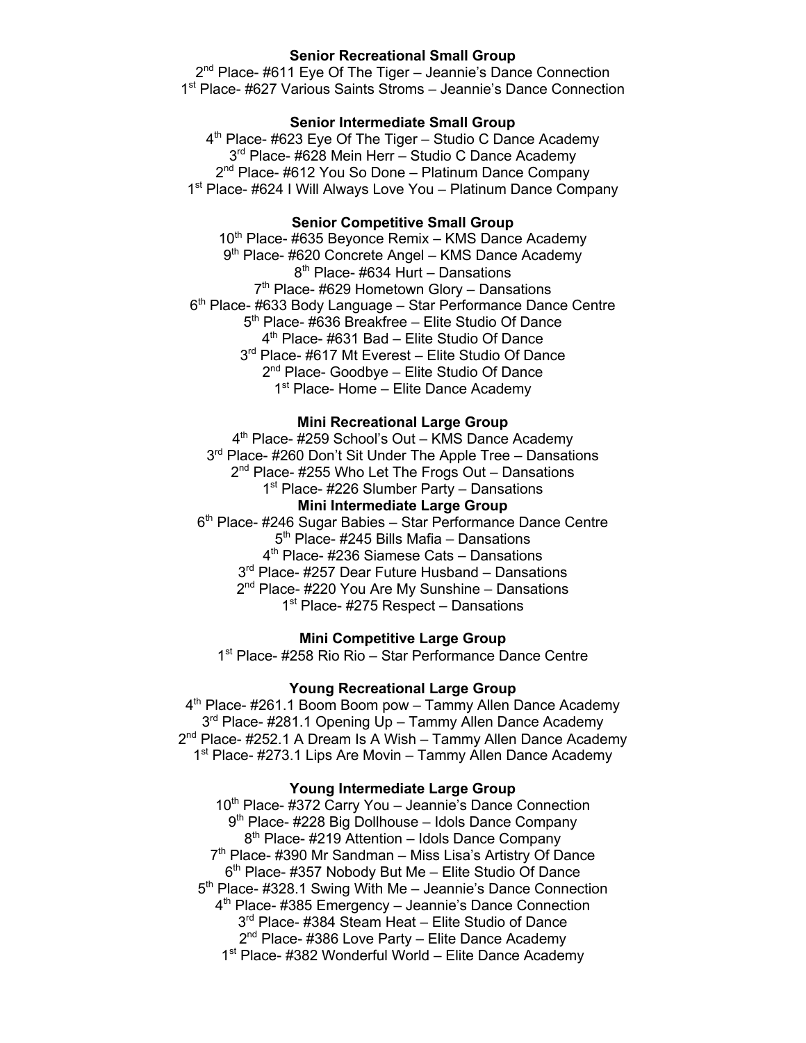**Senior Recreational Small Group**

2nd Place- #611 Eye Of The Tiger – Jeannie's Dance Connection
1st Place- #627 Various Saints Stroms – Jeannie's Dance Connection

**Senior Intermediate Small Group**

4th Place- #623 Eye Of The Tiger – Studio C Dance Academy
3rd Place- #628 Mein Herr – Studio C Dance Academy
2nd Place- #612 You So Done – Platinum Dance Company
1st Place- #624 I Will Always Love You – Platinum Dance Company

**Senior Competitive Small Group**

10th Place- #635 Beyonce Remix – KMS Dance Academy
9th Place- #620 Concrete Angel – KMS Dance Academy
8th Place- #634 Hurt – Dansations
7th Place- #629 Hometown Glory – Dansations
6th Place- #633 Body Language – Star Performance Dance Centre
5th Place- #636 Breakfree – Elite Studio Of Dance
4th Place- #631 Bad – Elite Studio Of Dance
3rd Place- #617 Mt Everest – Elite Studio Of Dance
2nd Place- Goodbye – Elite Studio Of Dance
1st Place- Home – Elite Dance Academy

**Mini Recreational Large Group**

4th Place- #259 School's Out – KMS Dance Academy
3rd Place- #260 Don't Sit Under The Apple Tree – Dansations
2nd Place- #255 Who Let The Frogs Out – Dansations
1st Place- #226 Slumber Party – Dansations

**Mini Intermediate Large Group**

6th Place- #246 Sugar Babies – Star Performance Dance Centre
5th Place- #245 Bills Mafia – Dansations
4th Place- #236 Siamese Cats – Dansations
3rd Place- #257 Dear Future Husband – Dansations
2nd Place- #220 You Are My Sunshine – Dansations
1st Place- #275 Respect – Dansations

**Mini Competitive Large Group**

1st Place- #258 Rio Rio – Star Performance Dance Centre

**Young Recreational Large Group**

4th Place- #261.1 Boom Boom pow – Tammy Allen Dance Academy
3rd Place- #281.1 Opening Up – Tammy Allen Dance Academy
2nd Place- #252.1 A Dream Is A Wish – Tammy Allen Dance Academy
1st Place- #273.1 Lips Are Movin – Tammy Allen Dance Academy

**Young Intermediate Large Group**

10th Place- #372 Carry You – Jeannie's Dance Connection
9th Place- #228 Big Dollhouse – Idols Dance Company
8th Place- #219 Attention – Idols Dance Company
7th Place- #390 Mr Sandman – Miss Lisa's Artistry Of Dance
6th Place- #357 Nobody But Me – Elite Studio Of Dance
5th Place- #328.1 Swing With Me – Jeannie's Dance Connection
4th Place- #385 Emergency – Jeannie's Dance Connection
3rd Place- #384 Steam Heat – Elite Studio of Dance
2nd Place- #386 Love Party – Elite Dance Academy
1st Place- #382 Wonderful World – Elite Dance Academy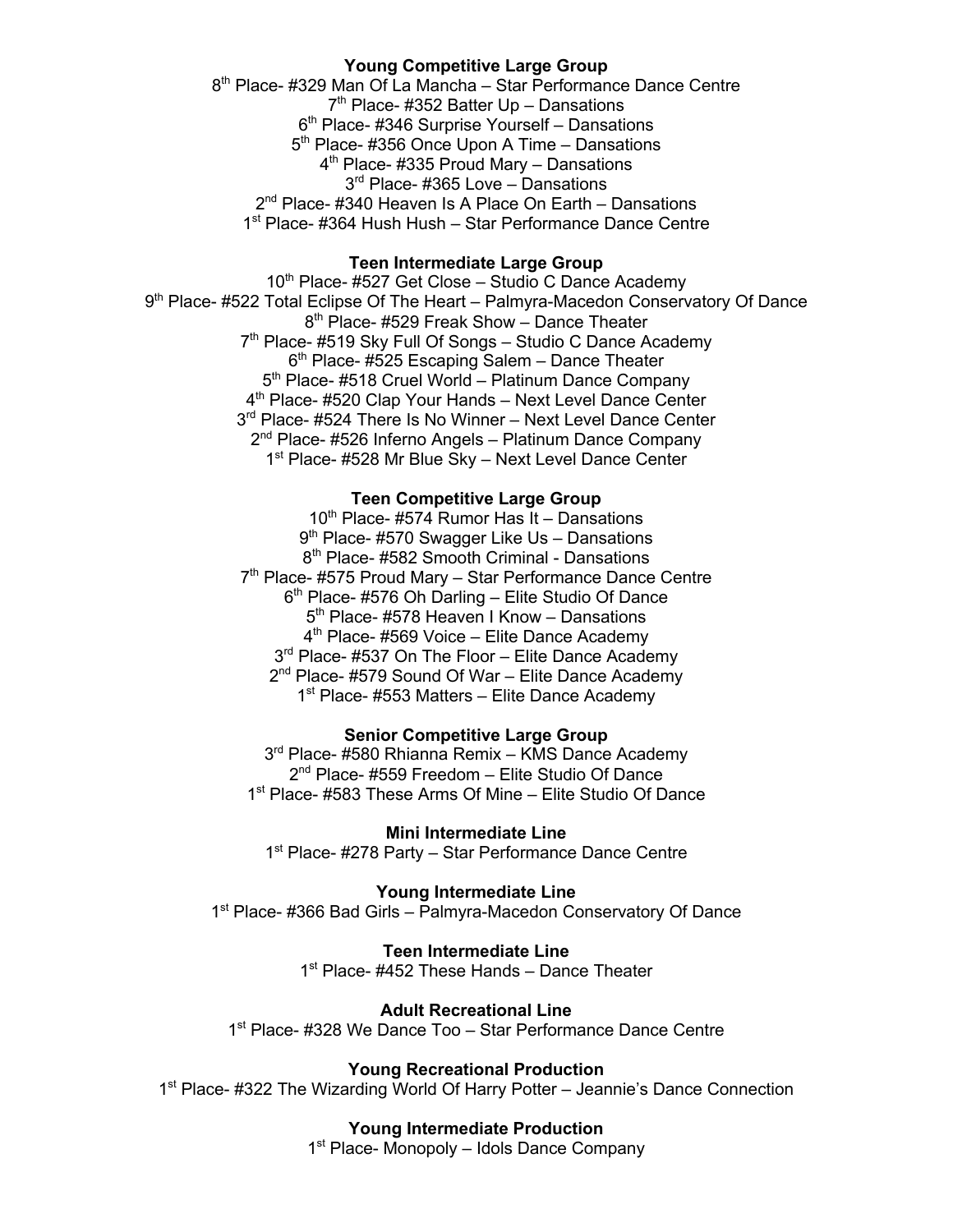**Young Competitive Large Group**

8th Place- #329 Man Of La Mancha – Star Performance Dance Centre
7th Place- #352 Batter Up – Dansations
6th Place- #346 Surprise Yourself – Dansations
5th Place- #356 Once Upon A Time – Dansations
4th Place- #335 Proud Mary – Dansations
3rd Place- #365 Love – Dansations
2nd Place- #340 Heaven Is A Place On Earth – Dansations
1st Place- #364 Hush Hush – Star Performance Dance Centre

**Teen Intermediate Large Group**

10th Place- #527 Get Close – Studio C Dance Academy
9th Place- #522 Total Eclipse Of The Heart – Palmyra-Macedon Conservatory Of Dance
8th Place- #529 Freak Show – Dance Theater
7th Place- #519 Sky Full Of Songs – Studio C Dance Academy
6th Place- #525 Escaping Salem – Dance Theater
5th Place- #518 Cruel World – Platinum Dance Company
4th Place- #520 Clap Your Hands – Next Level Dance Center
3rd Place- #524 There Is No Winner – Next Level Dance Center
2nd Place- #526 Inferno Angels – Platinum Dance Company
1st Place- #528 Mr Blue Sky – Next Level Dance Center

**Teen Competitive Large Group**

10th Place- #574 Rumor Has It – Dansations
9th Place- #570 Swagger Like Us – Dansations
8th Place- #582 Smooth Criminal - Dansations
7th Place- #575 Proud Mary – Star Performance Dance Centre
6th Place- #576 Oh Darling – Elite Studio Of Dance
5th Place- #578 Heaven I Know – Dansations
4th Place- #569 Voice – Elite Dance Academy
3rd Place- #537 On The Floor – Elite Dance Academy
2nd Place- #579 Sound Of War – Elite Dance Academy
1st Place- #553 Matters – Elite Dance Academy

**Senior Competitive Large Group**

3rd Place- #580 Rhianna Remix – KMS Dance Academy
2nd Place- #559 Freedom – Elite Studio Of Dance
1st Place- #583 These Arms Of Mine – Elite Studio Of Dance

**Mini Intermediate Line**

1st Place- #278 Party – Star Performance Dance Centre

**Young Intermediate Line**

1st Place- #366 Bad Girls – Palmyra-Macedon Conservatory Of Dance

**Teen Intermediate Line**

1st Place- #452 These Hands – Dance Theater

**Adult Recreational Line**

1st Place- #328 We Dance Too – Star Performance Dance Centre

**Young Recreational Production**

1st Place- #322 The Wizarding World Of Harry Potter – Jeannie's Dance Connection

**Young Intermediate Production**

1st Place- Monopoly – Idols Dance Company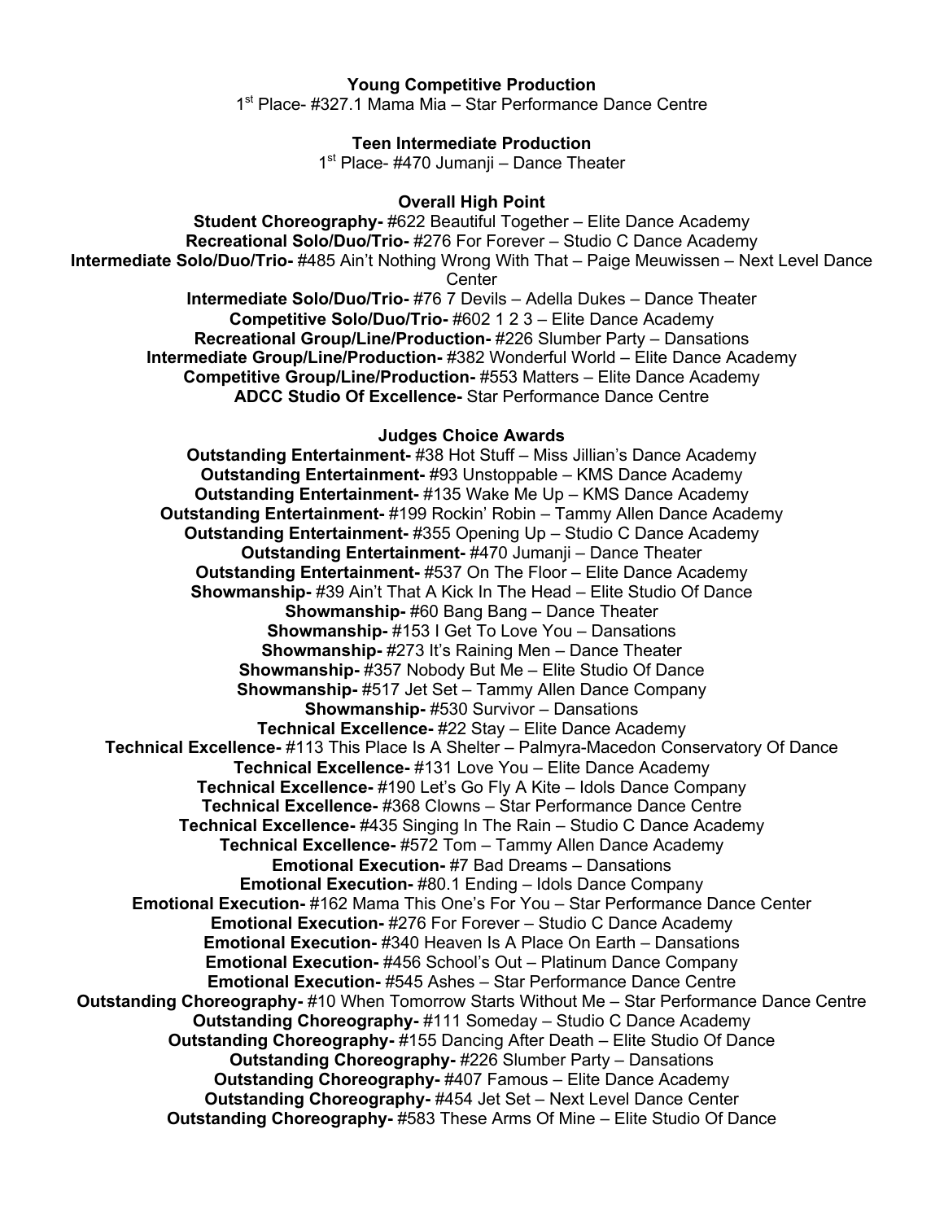**Young Competitive Production**

1st Place- #327.1 Mama Mia – Star Performance Dance Centre

**Teen Intermediate Production**

1st Place- #470 Jumanji – Dance Theater

**Overall High Point**

**Student Choreography-** #622 Beautiful Together – Elite Dance Academy
**Recreational Solo/Duo/Trio-** #276 For Forever – Studio C Dance Academy
**Intermediate Solo/Duo/Trio-** #485 Ain't Nothing Wrong With That – Paige Meuwissen – Next Level Dance Center
**Intermediate Solo/Duo/Trio-** #76 7 Devils – Adella Dukes – Dance Theater
**Competitive Solo/Duo/Trio-** #602 1 2 3 – Elite Dance Academy
**Recreational Group/Line/Production-** #226 Slumber Party – Dansations
**Intermediate Group/Line/Production-** #382 Wonderful World – Elite Dance Academy
**Competitive Group/Line/Production-** #553 Matters – Elite Dance Academy
**ADCC Studio Of Excellence-** Star Performance Dance Centre

**Judges Choice Awards**

**Outstanding Entertainment-** #38 Hot Stuff – Miss Jillian's Dance Academy
**Outstanding Entertainment-** #93 Unstoppable – KMS Dance Academy
**Outstanding Entertainment-** #135 Wake Me Up – KMS Dance Academy
**Outstanding Entertainment-** #199 Rockin' Robin – Tammy Allen Dance Academy
**Outstanding Entertainment-** #355 Opening Up – Studio C Dance Academy
**Outstanding Entertainment-** #470 Jumanji – Dance Theater
**Outstanding Entertainment-** #537 On The Floor – Elite Dance Academy
**Showmanship-** #39 Ain't That A Kick In The Head – Elite Studio Of Dance
**Showmanship-** #60 Bang Bang – Dance Theater
**Showmanship-** #153 I Get To Love You – Dansations
**Showmanship-** #273 It's Raining Men – Dance Theater
**Showmanship-** #357 Nobody But Me – Elite Studio Of Dance
**Showmanship-** #517 Jet Set – Tammy Allen Dance Company
**Showmanship-** #530 Survivor – Dansations
**Technical Excellence-** #22 Stay – Elite Dance Academy
**Technical Excellence-** #113 This Place Is A Shelter – Palmyra-Macedon Conservatory Of Dance
**Technical Excellence-** #131 Love You – Elite Dance Academy
**Technical Excellence-** #190 Let's Go Fly A Kite – Idols Dance Company
**Technical Excellence-** #368 Clowns – Star Performance Dance Centre
**Technical Excellence-** #435 Singing In The Rain – Studio C Dance Academy
**Technical Excellence-** #572 Tom – Tammy Allen Dance Academy
**Emotional Execution-** #7 Bad Dreams – Dansations
**Emotional Execution-** #80.1 Ending – Idols Dance Company
**Emotional Execution-** #162 Mama This One's For You – Star Performance Dance Center
**Emotional Execution-** #276 For Forever – Studio C Dance Academy
**Emotional Execution-** #340 Heaven Is A Place On Earth – Dansations
**Emotional Execution-** #456 School's Out – Platinum Dance Company
**Emotional Execution-** #545 Ashes – Star Performance Dance Centre
**Outstanding Choreography-** #10 When Tomorrow Starts Without Me – Star Performance Dance Centre
**Outstanding Choreography-** #111 Someday – Studio C Dance Academy
**Outstanding Choreography-** #155 Dancing After Death – Elite Studio Of Dance
**Outstanding Choreography-** #226 Slumber Party – Dansations
**Outstanding Choreography-** #407 Famous – Elite Dance Academy
**Outstanding Choreography-** #454 Jet Set – Next Level Dance Center
**Outstanding Choreography-** #583 These Arms Of Mine – Elite Studio Of Dance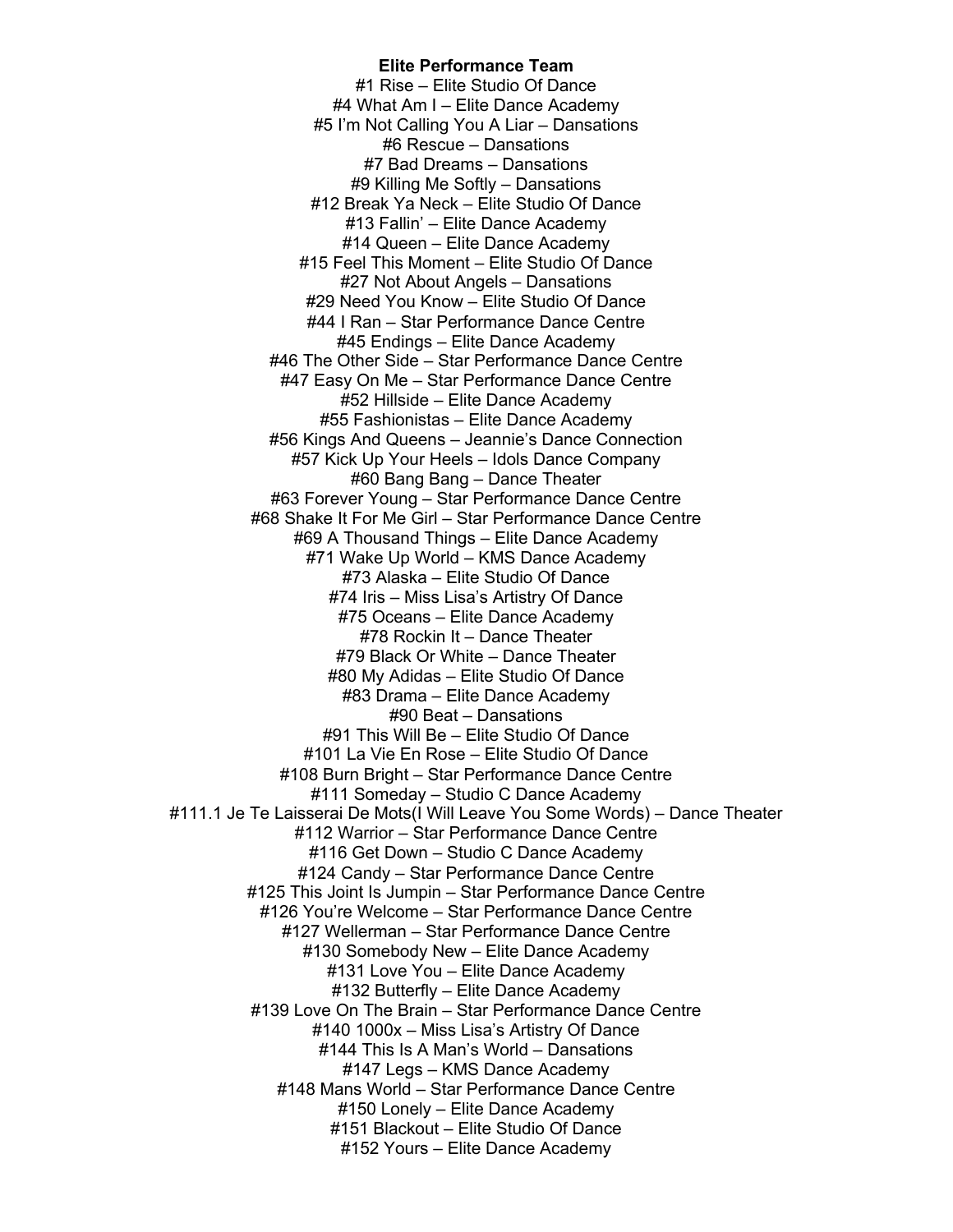**Elite Performance Team**

#1 Rise – Elite Studio Of Dance
#4 What Am I – Elite Dance Academy
#5 I'm Not Calling You A Liar – Dansations
#6 Rescue – Dansations
#7 Bad Dreams – Dansations
#9 Killing Me Softly – Dansations
#12 Break Ya Neck – Elite Studio Of Dance
#13 Fallin' – Elite Dance Academy
#14 Queen – Elite Dance Academy
#15 Feel This Moment – Elite Studio Of Dance
#27 Not About Angels – Dansations
#29 Need You Know – Elite Studio Of Dance
#44 I Ran – Star Performance Dance Centre
#45 Endings – Elite Dance Academy
#46 The Other Side – Star Performance Dance Centre
#47 Easy On Me – Star Performance Dance Centre
#52 Hillside – Elite Dance Academy
#55 Fashionistas – Elite Dance Academy
#56 Kings And Queens – Jeannie's Dance Connection
#57 Kick Up Your Heels – Idols Dance Company
#60 Bang Bang – Dance Theater
#63 Forever Young – Star Performance Dance Centre
#68 Shake It For Me Girl – Star Performance Dance Centre
#69 A Thousand Things – Elite Dance Academy
#71 Wake Up World – KMS Dance Academy
#73 Alaska – Elite Studio Of Dance
#74 Iris – Miss Lisa's Artistry Of Dance
#75 Oceans – Elite Dance Academy
#78 Rockin It – Dance Theater
#79 Black Or White – Dance Theater
#80 My Adidas – Elite Studio Of Dance
#83 Drama – Elite Dance Academy
#90 Beat – Dansations
#91 This Will Be – Elite Studio Of Dance
#101 La Vie En Rose – Elite Studio Of Dance
#108 Burn Bright – Star Performance Dance Centre
#111 Someday – Studio C Dance Academy
#111.1 Je Te Laisserai De Mots(I Will Leave You Some Words) – Dance Theater
#112 Warrior – Star Performance Dance Centre
#116 Get Down – Studio C Dance Academy
#124 Candy – Star Performance Dance Centre
#125 This Joint Is Jumpin – Star Performance Dance Centre
#126 You're Welcome – Star Performance Dance Centre
#127 Wellerman – Star Performance Dance Centre
#130 Somebody New – Elite Dance Academy
#131 Love You – Elite Dance Academy
#132 Butterfly – Elite Dance Academy
#139 Love On The Brain – Star Performance Dance Centre
#140 1000x – Miss Lisa's Artistry Of Dance
#144 This Is A Man's World – Dansations
#147 Legs – KMS Dance Academy
#148 Mans World – Star Performance Dance Centre
#150 Lonely – Elite Dance Academy
#151 Blackout – Elite Studio Of Dance
#152 Yours – Elite Dance Academy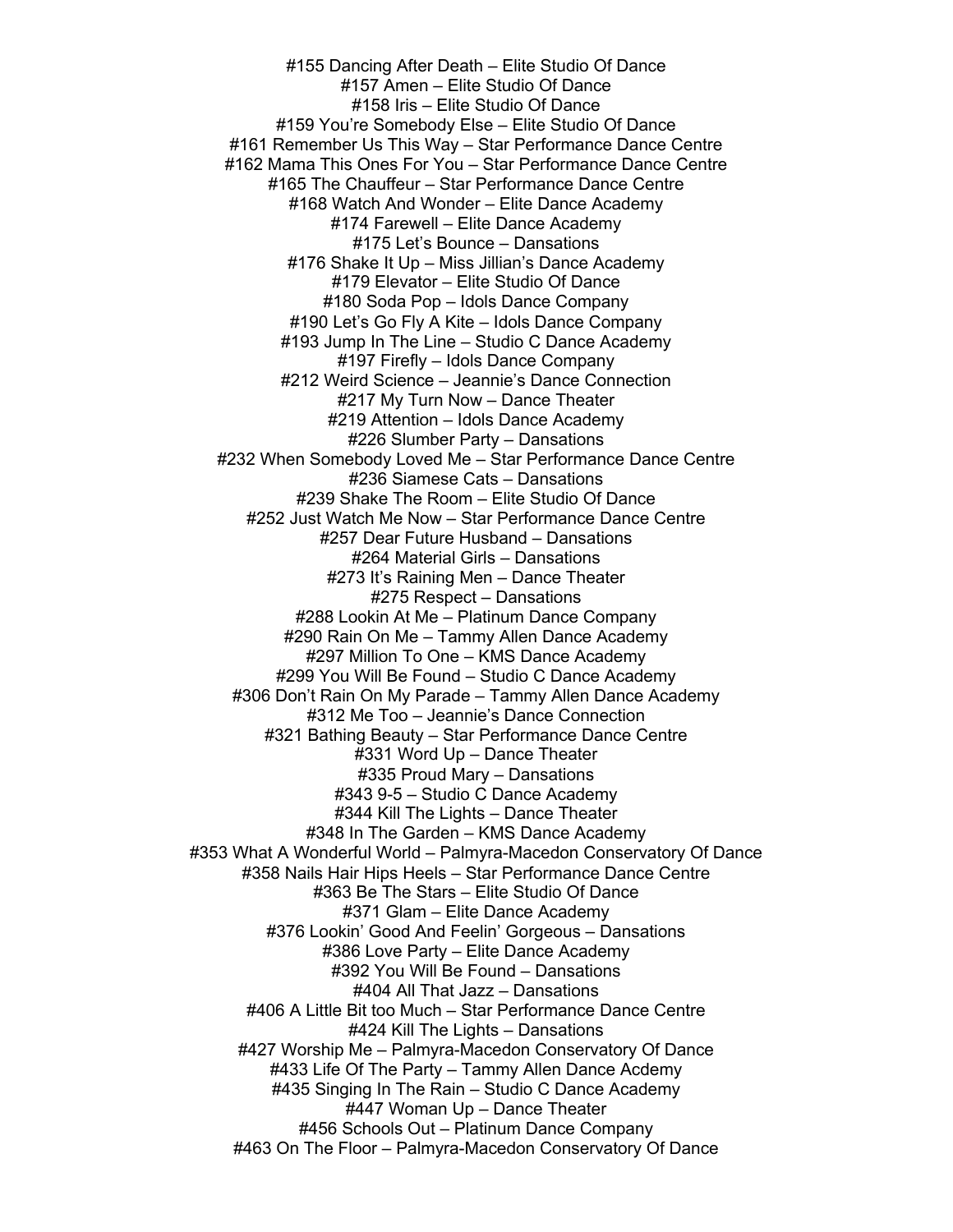#155 Dancing After Death – Elite Studio Of Dance
#157 Amen – Elite Studio Of Dance
#158 Iris – Elite Studio Of Dance
#159 You're Somebody Else – Elite Studio Of Dance
#161 Remember Us This Way – Star Performance Dance Centre
#162 Mama This Ones For You – Star Performance Dance Centre
#165 The Chauffeur – Star Performance Dance Centre
#168 Watch And Wonder – Elite Dance Academy
#174 Farewell – Elite Dance Academy
#175 Let's Bounce – Dansations
#176 Shake It Up – Miss Jillian's Dance Academy
#179 Elevator – Elite Studio Of Dance
#180 Soda Pop – Idols Dance Company
#190 Let's Go Fly A Kite – Idols Dance Company
#193 Jump In The Line – Studio C Dance Academy
#197 Firefly – Idols Dance Company
#212 Weird Science – Jeannie's Dance Connection
#217 My Turn Now – Dance Theater
#219 Attention – Idols Dance Academy
#226 Slumber Party – Dansations
#232 When Somebody Loved Me – Star Performance Dance Centre
#236 Siamese Cats – Dansations
#239 Shake The Room – Elite Studio Of Dance
#252 Just Watch Me Now – Star Performance Dance Centre
#257 Dear Future Husband – Dansations
#264 Material Girls – Dansations
#273 It's Raining Men – Dance Theater
#275 Respect – Dansations
#288 Lookin At Me – Platinum Dance Company
#290 Rain On Me – Tammy Allen Dance Academy
#297 Million To One – KMS Dance Academy
#299 You Will Be Found – Studio C Dance Academy
#306 Don't Rain On My Parade – Tammy Allen Dance Academy
#312 Me Too – Jeannie's Dance Connection
#321 Bathing Beauty – Star Performance Dance Centre
#331 Word Up – Dance Theater
#335 Proud Mary – Dansations
#343 9-5 – Studio C Dance Academy
#344 Kill The Lights – Dance Theater
#348 In The Garden – KMS Dance Academy
#353 What A Wonderful World – Palmyra-Macedon Conservatory Of Dance
#358 Nails Hair Hips Heels – Star Performance Dance Centre
#363 Be The Stars – Elite Studio Of Dance
#371 Glam – Elite Dance Academy
#376 Lookin' Good And Feelin' Gorgeous – Dansations
#386 Love Party – Elite Dance Academy
#392 You Will Be Found – Dansations
#404 All That Jazz – Dansations
#406 A Little Bit too Much – Star Performance Dance Centre
#424 Kill The Lights – Dansations
#427 Worship Me – Palmyra-Macedon Conservatory Of Dance
#433 Life Of The Party – Tammy Allen Dance Acdemy
#435 Singing In The Rain – Studio C Dance Academy
#447 Woman Up – Dance Theater
#456 Schools Out – Platinum Dance Company
#463 On The Floor – Palmyra-Macedon Conservatory Of Dance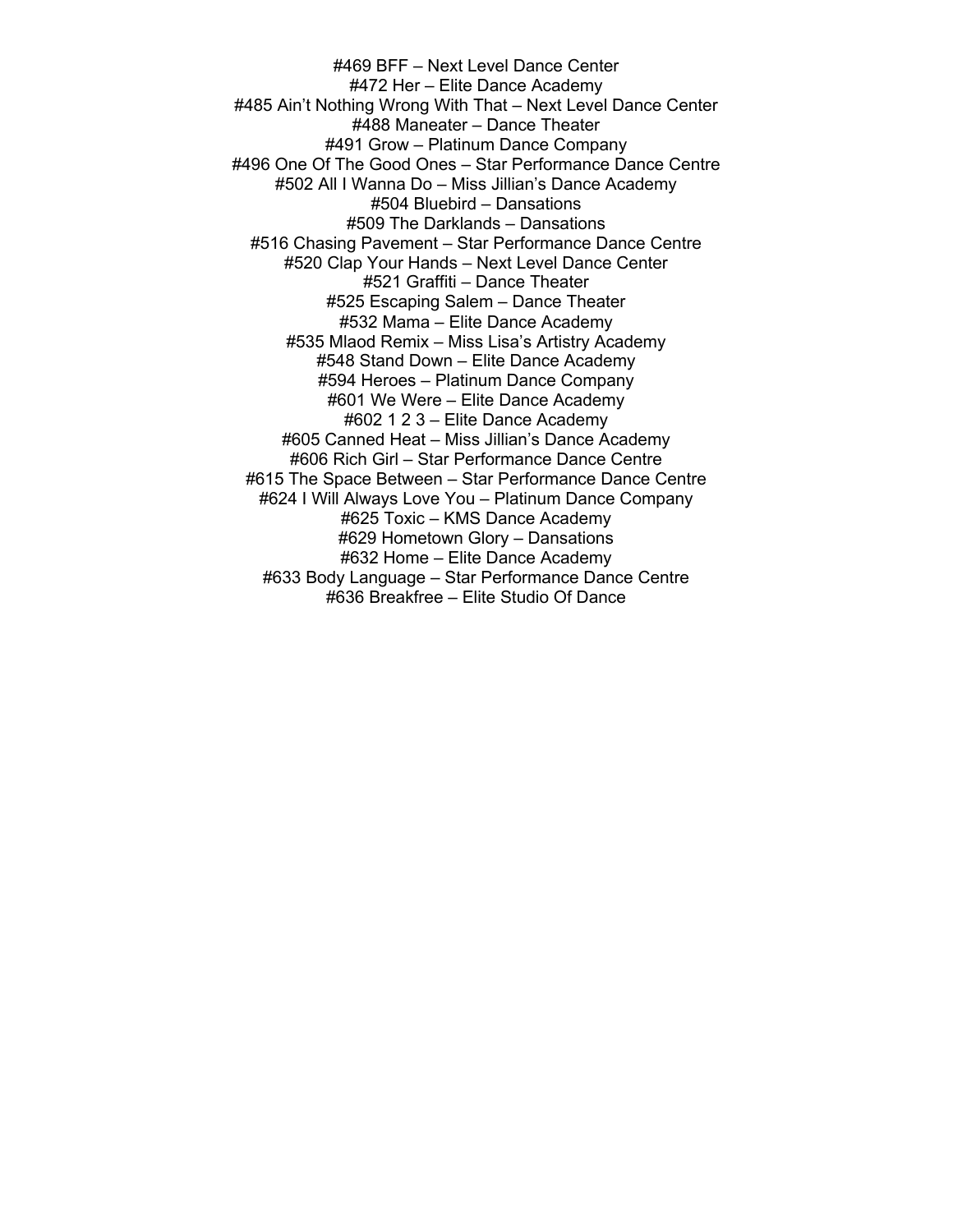#469 BFF – Next Level Dance Center
#472 Her – Elite Dance Academy
#485 Ain't Nothing Wrong With That – Next Level Dance Center
#488 Maneater – Dance Theater
#491 Grow – Platinum Dance Company
#496 One Of The Good Ones – Star Performance Dance Centre
#502 All I Wanna Do – Miss Jillian's Dance Academy
#504 Bluebird – Dansations
#509 The Darklands – Dansations
#516 Chasing Pavement – Star Performance Dance Centre
#520 Clap Your Hands – Next Level Dance Center
#521 Graffiti – Dance Theater
#525 Escaping Salem – Dance Theater
#532 Mama – Elite Dance Academy
#535 Mlaod Remix – Miss Lisa's Artistry Academy
#548 Stand Down – Elite Dance Academy
#594 Heroes – Platinum Dance Company
#601 We Were – Elite Dance Academy
#602 1 2 3 – Elite Dance Academy
#605 Canned Heat – Miss Jillian's Dance Academy
#606 Rich Girl – Star Performance Dance Centre
#615 The Space Between – Star Performance Dance Centre
#624 I Will Always Love You – Platinum Dance Company
#625 Toxic – KMS Dance Academy
#629 Hometown Glory – Dansations
#632 Home – Elite Dance Academy
#633 Body Language – Star Performance Dance Centre
#636 Breakfree – Elite Studio Of Dance